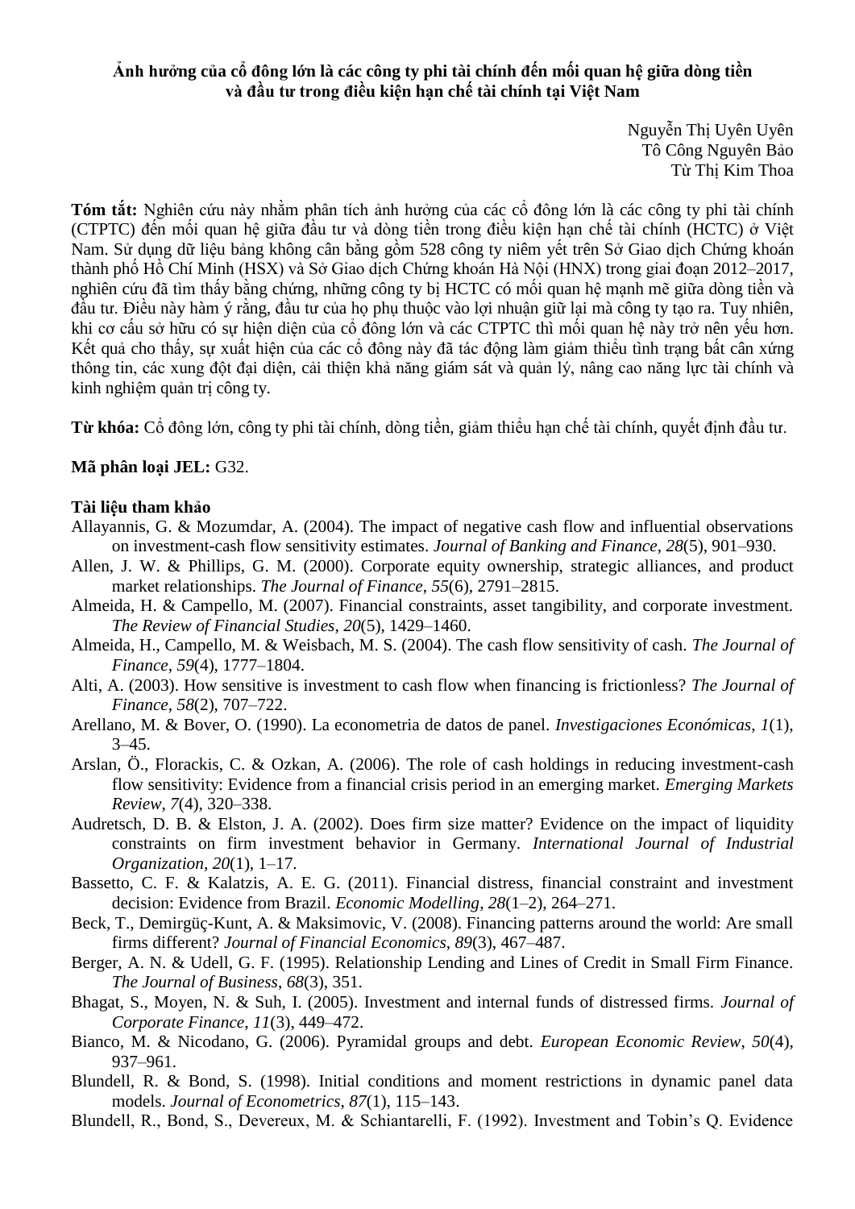**Ảnh hưởng của cổ đông lớn là các công ty phi tài chính đến mối quan hệ giữa dòng tiền và đầu tư trong điều kiện hạn chế tài chính tại Việt Nam**

Nguyễn Thị Uyên Uyên
Tô Công Nguyên Bảo
Từ Thị Kim Thoa

**Tóm tắt:** Nghiên cứu này nhằm phân tích ảnh hưởng của các cổ đông lớn là các công ty phi tài chính (CTPTC) đến mối quan hệ giữa đầu tư và dòng tiền trong điều kiện hạn chế tài chính (HCTC) ở Việt Nam. Sử dụng dữ liệu bảng không cân bằng gồm 528 công ty niêm yết trên Sở Giao dịch Chứng khoán thành phố Hồ Chí Minh (HSX) và Sở Giao dịch Chứng khoán Hà Nội (HNX) trong giai đoạn 2012–2017, nghiên cứu đã tìm thấy bằng chứng, những công ty bị HCTC có mối quan hệ mạnh mẽ giữa dòng tiền và đầu tư. Điều này hàm ý rằng, đầu tư của họ phụ thuộc vào lợi nhuận giữ lại mà công ty tạo ra. Tuy nhiên, khi cơ cấu sở hữu có sự hiện diện của cổ đông lớn và các CTPTC thì mối quan hệ này trở nên yếu hơn. Kết quả cho thấy, sự xuất hiện của các cổ đông này đã tác động làm giảm thiểu tình trạng bất cân xứng thông tin, các xung đột đại diện, cải thiện khả năng giám sát và quản lý, nâng cao năng lực tài chính và kinh nghiệm quản trị công ty.

**Từ khóa:** Cổ đông lớn, công ty phi tài chính, dòng tiền, giảm thiểu hạn chế tài chính, quyết định đầu tư.

**Mã phân loại JEL:** G32.

**Tài liệu tham khảo**

Allayannis, G. & Mozumdar, A. (2004). The impact of negative cash flow and influential observations on investment-cash flow sensitivity estimates. *Journal of Banking and Finance*, *28*(5), 901–930.

Allen, J. W. & Phillips, G. M. (2000). Corporate equity ownership, strategic alliances, and product market relationships. *The Journal of Finance*, *55*(6), 2791–2815.

Almeida, H. & Campello, M. (2007). Financial constraints, asset tangibility, and corporate investment. *The Review of Financial Studies*, *20*(5), 1429–1460.

Almeida, H., Campello, M. & Weisbach, M. S. (2004). The cash flow sensitivity of cash. *The Journal of Finance*, *59*(4), 1777–1804.

Alti, A. (2003). How sensitive is investment to cash flow when financing is frictionless? *The Journal of Finance*, *58*(2), 707–722.

Arellano, M. & Bover, O. (1990). La econometria de datos de panel. *Investigaciones Económicas*, *1*(1), 3–45.

Arslan, Ö., Florackis, C. & Ozkan, A. (2006). The role of cash holdings in reducing investment-cash flow sensitivity: Evidence from a financial crisis period in an emerging market. *Emerging Markets Review*, *7*(4), 320–338.

Audretsch, D. B. & Elston, J. A. (2002). Does firm size matter? Evidence on the impact of liquidity constraints on firm investment behavior in Germany. *International Journal of Industrial Organization*, *20*(1), 1–17.

Bassetto, C. F. & Kalatzis, A. E. G. (2011). Financial distress, financial constraint and investment decision: Evidence from Brazil. *Economic Modelling*, *28*(1–2), 264–271.

Beck, T., Demirgüç-Kunt, A. & Maksimovic, V. (2008). Financing patterns around the world: Are small firms different? *Journal of Financial Economics*, *89*(3), 467–487.

Berger, A. N. & Udell, G. F. (1995). Relationship Lending and Lines of Credit in Small Firm Finance. *The Journal of Business*, *68*(3), 351.

Bhagat, S., Moyen, N. & Suh, I. (2005). Investment and internal funds of distressed firms. *Journal of Corporate Finance*, *11*(3), 449–472.

Bianco, M. & Nicodano, G. (2006). Pyramidal groups and debt. *European Economic Review*, *50*(4), 937–961.

Blundell, R. & Bond, S. (1998). Initial conditions and moment restrictions in dynamic panel data models. *Journal of Econometrics*, *87*(1), 115–143.

Blundell, R., Bond, S., Devereux, M. & Schiantarelli, F. (1992). Investment and Tobin's Q. Evidence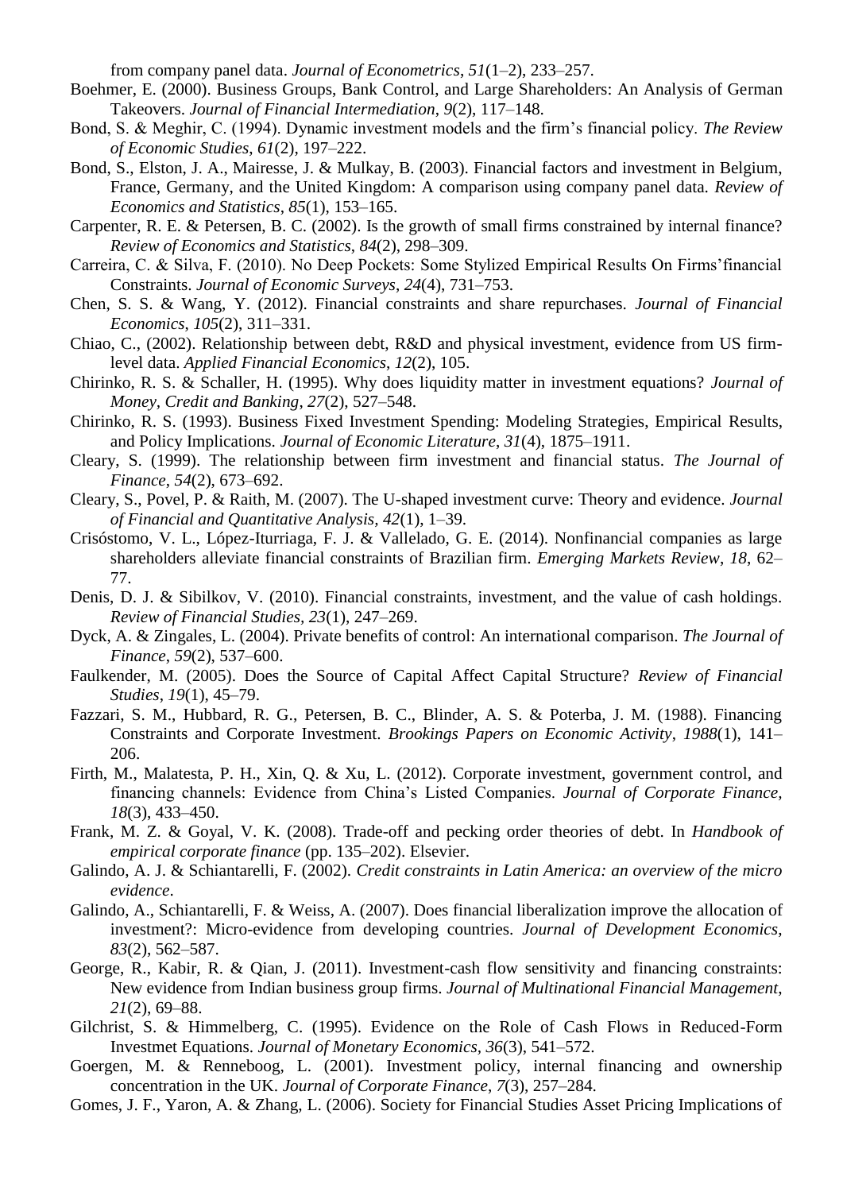from company panel data. *Journal of Econometrics*, *51*(1–2), 233–257.

Boehmer, E. (2000). Business Groups, Bank Control, and Large Shareholders: An Analysis of German Takeovers. *Journal of Financial Intermediation*, *9*(2), 117–148.

Bond, S. & Meghir, C. (1994). Dynamic investment models and the firm's financial policy. *The Review of Economic Studies*, *61*(2), 197–222.

Bond, S., Elston, J. A., Mairesse, J. & Mulkay, B. (2003). Financial factors and investment in Belgium, France, Germany, and the United Kingdom: A comparison using company panel data. *Review of Economics and Statistics*, *85*(1), 153–165.

Carpenter, R. E. & Petersen, B. C. (2002). Is the growth of small firms constrained by internal finance? *Review of Economics and Statistics*, *84*(2), 298–309.

Carreira, C. & Silva, F. (2010). No Deep Pockets: Some Stylized Empirical Results On Firms'financial Constraints. *Journal of Economic Surveys*, *24*(4), 731–753.

Chen, S. S. & Wang, Y. (2012). Financial constraints and share repurchases. *Journal of Financial Economics*, *105*(2), 311–331.

Chiao, C., (2002). Relationship between debt, R&D and physical investment, evidence from US firm-level data. *Applied Financial Economics*, *12*(2), 105.

Chirinko, R. S. & Schaller, H. (1995). Why does liquidity matter in investment equations? *Journal of Money, Credit and Banking*, *27*(2), 527–548.

Chirinko, R. S. (1993). Business Fixed Investment Spending: Modeling Strategies, Empirical Results, and Policy Implications. *Journal of Economic Literature*, *31*(4), 1875–1911.

Cleary, S. (1999). The relationship between firm investment and financial status. *The Journal of Finance*, *54*(2), 673–692.

Cleary, S., Povel, P. & Raith, M. (2007). The U-shaped investment curve: Theory and evidence. *Journal of Financial and Quantitative Analysis*, *42*(1), 1–39.

Crisóstomo, V. L., López-Iturriaga, F. J. & Vallelado, G. E. (2014). Nonfinancial companies as large shareholders alleviate financial constraints of Brazilian firm. *Emerging Markets Review*, *18*, 62–77.

Denis, D. J. & Sibilkov, V. (2010). Financial constraints, investment, and the value of cash holdings. *Review of Financial Studies*, *23*(1), 247–269.

Dyck, A. & Zingales, L. (2004). Private benefits of control: An international comparison. *The Journal of Finance*, *59*(2), 537–600.

Faulkender, M. (2005). Does the Source of Capital Affect Capital Structure? *Review of Financial Studies*, *19*(1), 45–79.

Fazzari, S. M., Hubbard, R. G., Petersen, B. C., Blinder, A. S. & Poterba, J. M. (1988). Financing Constraints and Corporate Investment. *Brookings Papers on Economic Activity*, *1988*(1), 141–206.

Firth, M., Malatesta, P. H., Xin, Q. & Xu, L. (2012). Corporate investment, government control, and financing channels: Evidence from China's Listed Companies. *Journal of Corporate Finance*, *18*(3), 433–450.

Frank, M. Z. & Goyal, V. K. (2008). Trade-off and pecking order theories of debt. In *Handbook of empirical corporate finance* (pp. 135–202). Elsevier.

Galindo, A. J. & Schiantarelli, F. (2002). *Credit constraints in Latin America: an overview of the micro evidence*.

Galindo, A., Schiantarelli, F. & Weiss, A. (2007). Does financial liberalization improve the allocation of investment?: Micro-evidence from developing countries. *Journal of Development Economics*, *83*(2), 562–587.

George, R., Kabir, R. & Qian, J. (2011). Investment-cash flow sensitivity and financing constraints: New evidence from Indian business group firms. *Journal of Multinational Financial Management*, *21*(2), 69–88.

Gilchrist, S. & Himmelberg, C. (1995). Evidence on the Role of Cash Flows in Reduced-Form Investmet Equations. *Journal of Monetary Economics*, *36*(3), 541–572.

Goergen, M. & Renneboog, L. (2001). Investment policy, internal financing and ownership concentration in the UK. *Journal of Corporate Finance*, *7*(3), 257–284.

Gomes, J. F., Yaron, A. & Zhang, L. (2006). Society for Financial Studies Asset Pricing Implications of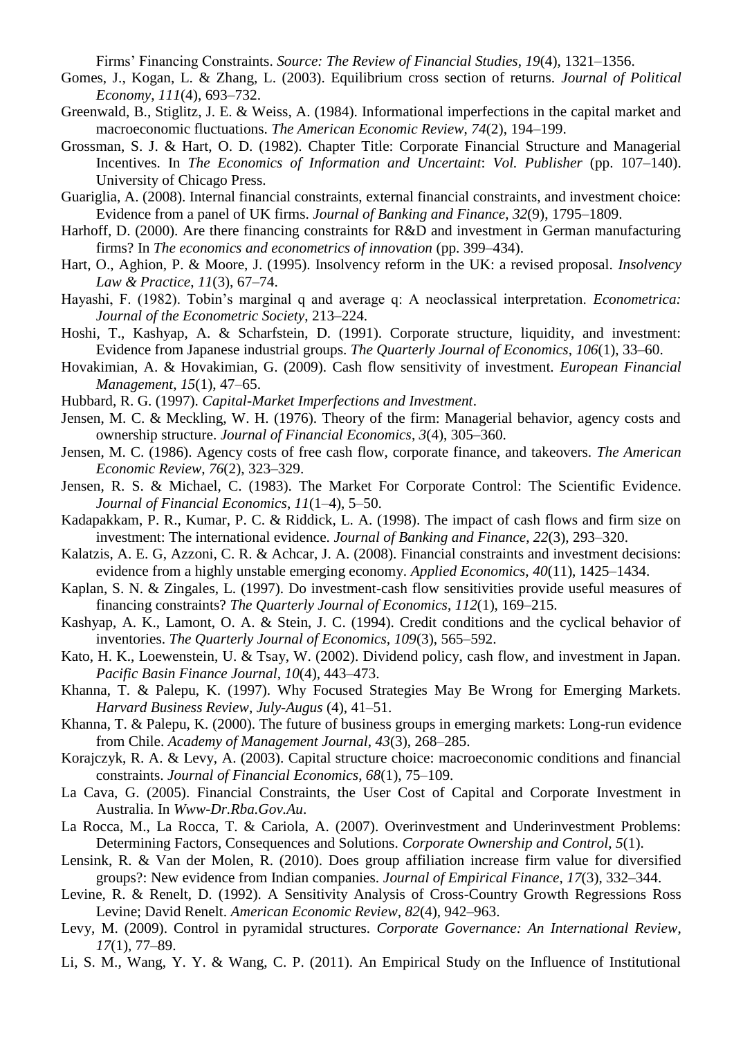Firms' Financing Constraints. *Source: The Review of Financial Studies*, *19*(4), 1321–1356.

Gomes, J., Kogan, L. & Zhang, L. (2003). Equilibrium cross section of returns. *Journal of Political Economy*, *111*(4), 693–732.

Greenwald, B., Stiglitz, J. E. & Weiss, A. (1984). Informational imperfections in the capital market and macroeconomic fluctuations. *The American Economic Review*, *74*(2), 194–199.

Grossman, S. J. & Hart, O. D. (1982). Chapter Title: Corporate Financial Structure and Managerial Incentives. In *The Economics of Information and Uncertaint*: *Vol. Publisher* (pp. 107–140). University of Chicago Press.

Guariglia, A. (2008). Internal financial constraints, external financial constraints, and investment choice: Evidence from a panel of UK firms. *Journal of Banking and Finance*, *32*(9), 1795–1809.

Harhoff, D. (2000). Are there financing constraints for R&D and investment in German manufacturing firms? In *The economics and econometrics of innovation* (pp. 399–434).

Hart, O., Aghion, P. & Moore, J. (1995). Insolvency reform in the UK: a revised proposal. *Insolvency Law & Practice*, *11*(3), 67–74.

Hayashi, F. (1982). Tobin's marginal q and average q: A neoclassical interpretation. *Econometrica: Journal of the Econometric Society*, 213–224.

Hoshi, T., Kashyap, A. & Scharfstein, D. (1991). Corporate structure, liquidity, and investment: Evidence from Japanese industrial groups. *The Quarterly Journal of Economics*, *106*(1), 33–60.

Hovakimian, A. & Hovakimian, G. (2009). Cash flow sensitivity of investment. *European Financial Management*, *15*(1), 47–65.

Hubbard, R. G. (1997). *Capital-Market Imperfections and Investment*.

Jensen, M. C. & Meckling, W. H. (1976). Theory of the firm: Managerial behavior, agency costs and ownership structure. *Journal of Financial Economics*, *3*(4), 305–360.

Jensen, M. C. (1986). Agency costs of free cash flow, corporate finance, and takeovers. *The American Economic Review*, *76*(2), 323–329.

Jensen, R. S. & Michael, C. (1983). The Market For Corporate Control: The Scientific Evidence. *Journal of Financial Economics*, *11*(1–4), 5–50.

Kadapakkam, P. R., Kumar, P. C. & Riddick, L. A. (1998). The impact of cash flows and firm size on investment: The international evidence. *Journal of Banking and Finance*, *22*(3), 293–320.

Kalatzis, A. E. G, Azzoni, C. R. & Achcar, J. A. (2008). Financial constraints and investment decisions: evidence from a highly unstable emerging economy. *Applied Economics*, *40*(11), 1425–1434.

Kaplan, S. N. & Zingales, L. (1997). Do investment-cash flow sensitivities provide useful measures of financing constraints? *The Quarterly Journal of Economics*, *112*(1), 169–215.

Kashyap, A. K., Lamont, O. A. & Stein, J. C. (1994). Credit conditions and the cyclical behavior of inventories. *The Quarterly Journal of Economics*, *109*(3), 565–592.

Kato, H. K., Loewenstein, U. & Tsay, W. (2002). Dividend policy, cash flow, and investment in Japan. *Pacific Basin Finance Journal*, *10*(4), 443–473.

Khanna, T. & Palepu, K. (1997). Why Focused Strategies May Be Wrong for Emerging Markets. *Harvard Business Review*, *July-Augus* (4), 41–51.

Khanna, T. & Palepu, K. (2000). The future of business groups in emerging markets: Long-run evidence from Chile. *Academy of Management Journal*, *43*(3), 268–285.

Korajczyk, R. A. & Levy, A. (2003). Capital structure choice: macroeconomic conditions and financial constraints. *Journal of Financial Economics*, *68*(1), 75–109.

La Cava, G. (2005). Financial Constraints, the User Cost of Capital and Corporate Investment in Australia. In *Www-Dr.Rba.Gov.Au*.

La Rocca, M., La Rocca, T. & Cariola, A. (2007). Overinvestment and Underinvestment Problems: Determining Factors, Consequences and Solutions. *Corporate Ownership and Control*, *5*(1).

Lensink, R. & Van der Molen, R. (2010). Does group affiliation increase firm value for diversified groups?: New evidence from Indian companies. *Journal of Empirical Finance*, *17*(3), 332–344.

Levine, R. & Renelt, D. (1992). A Sensitivity Analysis of Cross-Country Growth Regressions Ross Levine; David Renelt. *American Economic Review*, *82*(4), 942–963.

Levy, M. (2009). Control in pyramidal structures. *Corporate Governance: An International Review*, *17*(1), 77–89.

Li, S. M., Wang, Y. Y. & Wang, C. P. (2011). An Empirical Study on the Influence of Institutional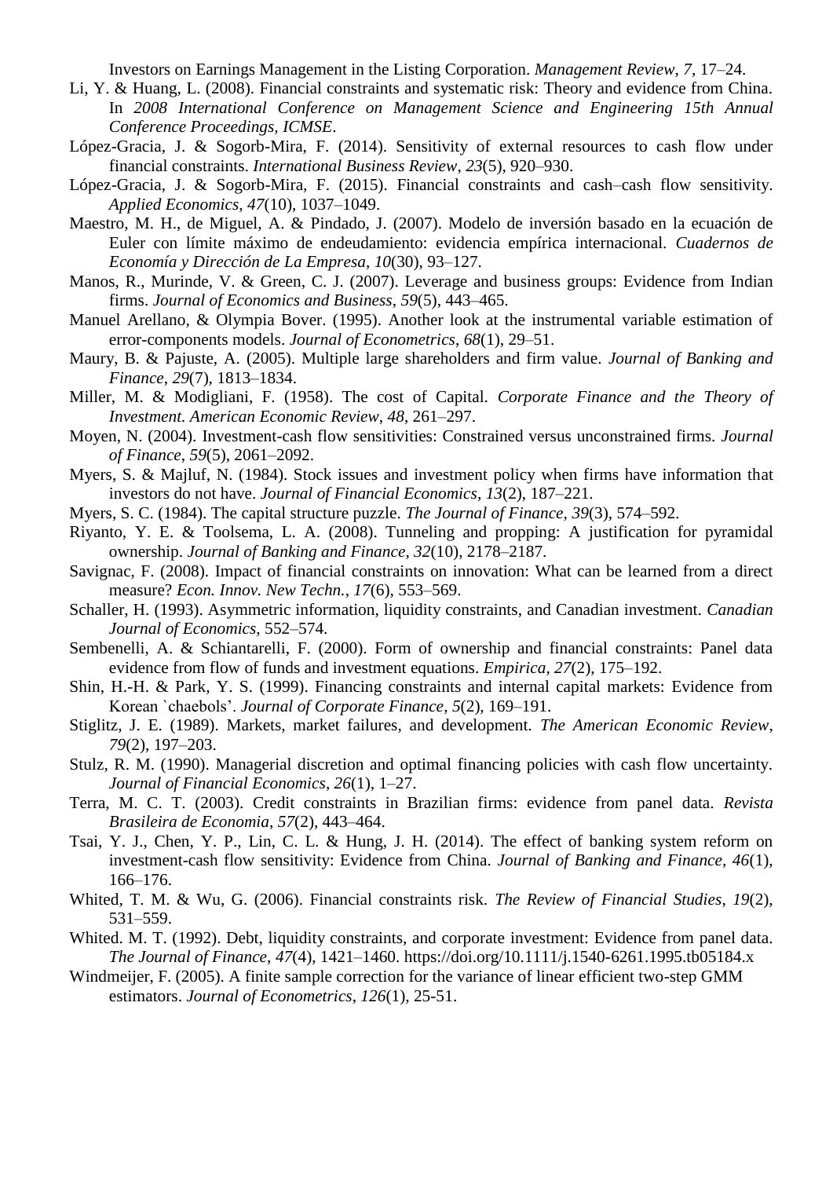Investors on Earnings Management in the Listing Corporation. *Management Review*, *7*, 17–24.

Li, Y. & Huang, L. (2008). Financial constraints and systematic risk: Theory and evidence from China. In *2008 International Conference on Management Science and Engineering 15th Annual Conference Proceedings, ICMSE*.

López-Gracia, J. & Sogorb-Mira, F. (2014). Sensitivity of external resources to cash flow under financial constraints. *International Business Review*, *23*(5), 920–930.

López-Gracia, J. & Sogorb-Mira, F. (2015). Financial constraints and cash–cash flow sensitivity. *Applied Economics*, *47*(10), 1037–1049.

Maestro, M. H., de Miguel, A. & Pindado, J. (2007). Modelo de inversión basado en la ecuación de Euler con límite máximo de endeudamiento: evidencia empírica internacional. *Cuadernos de Economía y Dirección de La Empresa*, *10*(30), 93–127.

Manos, R., Murinde, V. & Green, C. J. (2007). Leverage and business groups: Evidence from Indian firms. *Journal of Economics and Business*, *59*(5), 443–465.

Manuel Arellano, & Olympia Bover. (1995). Another look at the instrumental variable estimation of error-components models. *Journal of Econometrics*, *68*(1), 29–51.

Maury, B. & Pajuste, A. (2005). Multiple large shareholders and firm value. *Journal of Banking and Finance*, *29*(7), 1813–1834.

Miller, M. & Modigliani, F. (1958). The cost of Capital. *Corporate Finance and the Theory of Investment. American Economic Review*, *48*, 261–297.

Moyen, N. (2004). Investment-cash flow sensitivities: Constrained versus unconstrained firms. *Journal of Finance*, *59*(5), 2061–2092.

Myers, S. & Majluf, N. (1984). Stock issues and investment policy when firms have information that investors do not have. *Journal of Financial Economics*, *13*(2), 187–221.

Myers, S. C. (1984). The capital structure puzzle. *The Journal of Finance*, *39*(3), 574–592.

Riyanto, Y. E. & Toolsema, L. A. (2008). Tunneling and propping: A justification for pyramidal ownership. *Journal of Banking and Finance*, *32*(10), 2178–2187.

Savignac, F. (2008). Impact of financial constraints on innovation: What can be learned from a direct measure? *Econ. Innov. New Techn.*, *17*(6), 553–569.

Schaller, H. (1993). Asymmetric information, liquidity constraints, and Canadian investment. *Canadian Journal of Economics*, 552–574.

Sembenelli, A. & Schiantarelli, F. (2000). Form of ownership and financial constraints: Panel data evidence from flow of funds and investment equations. *Empirica*, *27*(2), 175–192.

Shin, H.-H. & Park, Y. S. (1999). Financing constraints and internal capital markets: Evidence from Korean `chaebols'. *Journal of Corporate Finance*, *5*(2), 169–191.

Stiglitz, J. E. (1989). Markets, market failures, and development. *The American Economic Review*, *79*(2), 197–203.

Stulz, R. M. (1990). Managerial discretion and optimal financing policies with cash flow uncertainty. *Journal of Financial Economics*, *26*(1), 1–27.

Terra, M. C. T. (2003). Credit constraints in Brazilian firms: evidence from panel data. *Revista Brasileira de Economia*, *57*(2), 443–464.

Tsai, Y. J., Chen, Y. P., Lin, C. L. & Hung, J. H. (2014). The effect of banking system reform on investment-cash flow sensitivity: Evidence from China. *Journal of Banking and Finance*, *46*(1), 166–176.

Whited, T. M. & Wu, G. (2006). Financial constraints risk. *The Review of Financial Studies*, *19*(2), 531–559.

Whited. M. T. (1992). Debt, liquidity constraints, and corporate investment: Evidence from panel data. *The Journal of Finance*, *47*(4), 1421–1460. https://doi.org/10.1111/j.1540-6261.1995.tb05184.x

Windmeijer, F. (2005). A finite sample correction for the variance of linear efficient two-step GMM estimators. *Journal of Econometrics*, *126*(1), 25-51.